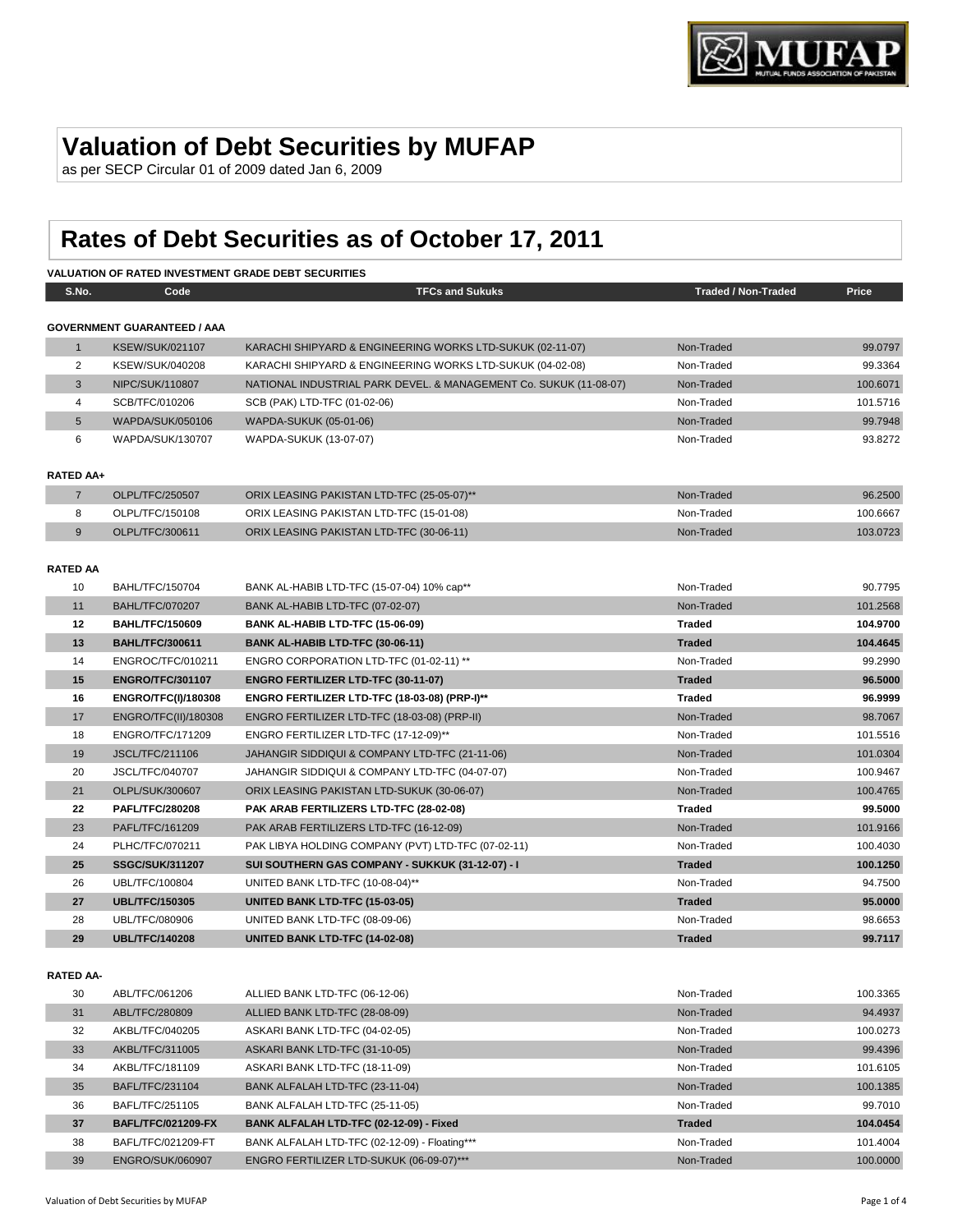# Valuation of Debt Securities by MUFAP

as per SECP Circular 01 of 2009 dated Jan 6, 2009

# Rates of Debt Securities as of October 17, 2011

**VALUATION OF RATED INVESTMENT GRADE DEBT SECURITIES**

| S.No. | Code | TFCs and Sukuks | Traded / Non-Traded | Price |
|---|---|---|---|---|
| **GOVERNMENT GUARANTEED / AAA** | | | | |
| 1 | KSEW/SUK/021107 | KARACHI SHIPYARD & ENGINEERING WORKS LTD-SUKUK (02-11-07) | Non-Traded | 99.0797 |
| 2 | KSEW/SUK/040208 | KARACHI SHIPYARD & ENGINEERING WORKS LTD-SUKUK (04-02-08) | Non-Traded | 99.3364 |
| 3 | NIPC/SUK/110807 | NATIONAL INDUSTRIAL PARK DEVEL. & MANAGEMENT Co. SUKUK (11-08-07) | Non-Traded | 100.6071 |
| 4 | SCB/TFC/010206 | SCB (PAK) LTD-TFC (01-02-06) | Non-Traded | 101.5716 |
| 5 | WAPDA/SUK/050106 | WAPDA-SUKUK (05-01-06) | Non-Traded | 99.7948 |
| 6 | WAPDA/SUK/130707 | WAPDA-SUKUK (13-07-07) | Non-Traded | 93.8272 |
| **RATED AA+** | | | | |
| 7 | OLPL/TFC/250507 | ORIX LEASING PAKISTAN LTD-TFC (25-05-07)** | Non-Traded | 96.2500 |
| 8 | OLPL/TFC/150108 | ORIX LEASING PAKISTAN LTD-TFC (15-01-08) | Non-Traded | 100.6667 |
| 9 | OLPL/TFC/300611 | ORIX LEASING PAKISTAN LTD-TFC (30-06-11) | Non-Traded | 103.0723 |
| **RATED AA** | | | | |
| 10 | BAHL/TFC/150704 | BANK AL-HABIB LTD-TFC (15-07-04) 10% cap** | Non-Traded | 90.7795 |
| 11 | BAHL/TFC/070207 | BANK AL-HABIB LTD-TFC (07-02-07) | Non-Traded | 101.2568 |
| **12** | **BAHL/TFC/150609** | **BANK AL-HABIB LTD-TFC (15-06-09)** | **Traded** | **104.9700** |
| **13** | **BAHL/TFC/300611** | **BANK AL-HABIB LTD-TFC (30-06-11)** | **Traded** | **104.4645** |
| 14 | ENGROC/TFC/010211 | ENGRO CORPORATION LTD-TFC (01-02-11) ** | Non-Traded | 99.2990 |
| **15** | **ENGRO/TFC/301107** | **ENGRO FERTILIZER LTD-TFC (30-11-07)** | **Traded** | **96.5000** |
| **16** | **ENGRO/TFC(I)/180308** | **ENGRO FERTILIZER LTD-TFC (18-03-08) (PRP-I)**** | **Traded** | **96.9999** |
| 17 | ENGRO/TFC(II)/180308 | ENGRO FERTILIZER LTD-TFC (18-03-08) (PRP-II) | Non-Traded | 98.7067 |
| 18 | ENGRO/TFC/171209 | ENGRO FERTILIZER LTD-TFC (17-12-09)** | Non-Traded | 101.5516 |
| 19 | JSCL/TFC/211106 | JAHANGIR SIDDIQUI & COMPANY LTD-TFC (21-11-06) | Non-Traded | 101.0304 |
| 20 | JSCL/TFC/040707 | JAHANGIR SIDDIQUI & COMPANY LTD-TFC (04-07-07) | Non-Traded | 100.9467 |
| 21 | OLPL/SUK/300607 | ORIX LEASING PAKISTAN LTD-SUKUK (30-06-07) | Non-Traded | 100.4765 |
| **22** | **PAFL/TFC/280208** | **PAK ARAB FERTILIZERS LTD-TFC (28-02-08)** | **Traded** | **99.5000** |
| 23 | PAFL/TFC/161209 | PAK ARAB FERTILIZERS LTD-TFC (16-12-09) | Non-Traded | 101.9166 |
| 24 | PLHC/TFC/070211 | PAK LIBYA HOLDING COMPANY (PVT) LTD-TFC (07-02-11) | Non-Traded | 100.4030 |
| **25** | **SSGC/SUK/311207** | **SUI SOUTHERN GAS COMPANY - SUKKUK (31-12-07) - I** | **Traded** | **100.1250** |
| 26 | UBL/TFC/100804 | UNITED BANK LTD-TFC (10-08-04)** | Non-Traded | 94.7500 |
| **27** | **UBL/TFC/150305** | **UNITED BANK LTD-TFC (15-03-05)** | **Traded** | **95.0000** |
| 28 | UBL/TFC/080906 | UNITED BANK LTD-TFC (08-09-06) | Non-Traded | 98.6653 |
| **29** | **UBL/TFC/140208** | **UNITED BANK LTD-TFC (14-02-08)** | **Traded** | **99.7117** |
| **RATED AA-** | | | | |
| 30 | ABL/TFC/061206 | ALLIED BANK LTD-TFC (06-12-06) | Non-Traded | 100.3365 |
| 31 | ABL/TFC/280809 | ALLIED BANK LTD-TFC (28-08-09) | Non-Traded | 94.4937 |
| 32 | AKBL/TFC/040205 | ASKARI BANK LTD-TFC (04-02-05) | Non-Traded | 100.0273 |
| 33 | AKBL/TFC/311005 | ASKARI BANK LTD-TFC (31-10-05) | Non-Traded | 99.4396 |
| 34 | AKBL/TFC/181109 | ASKARI BANK LTD-TFC (18-11-09) | Non-Traded | 101.6105 |
| 35 | BAFL/TFC/231104 | BANK ALFALAH LTD-TFC (23-11-04) | Non-Traded | 100.1385 |
| 36 | BAFL/TFC/251105 | BANK ALFALAH LTD-TFC (25-11-05) | Non-Traded | 99.7010 |
| **37** | **BAFL/TFC/021209-FX** | **BANK ALFALAH LTD-TFC (02-12-09) - Fixed** | **Traded** | **104.0454** |
| 38 | BAFL/TFC/021209-FT | BANK ALFALAH LTD-TFC (02-12-09) - Floating*** | Non-Traded | 101.4004 |
| 39 | ENGRO/SUK/060907 | ENGRO FERTILIZER LTD-SUKUK (06-09-07)*** | Non-Traded | 100.0000 |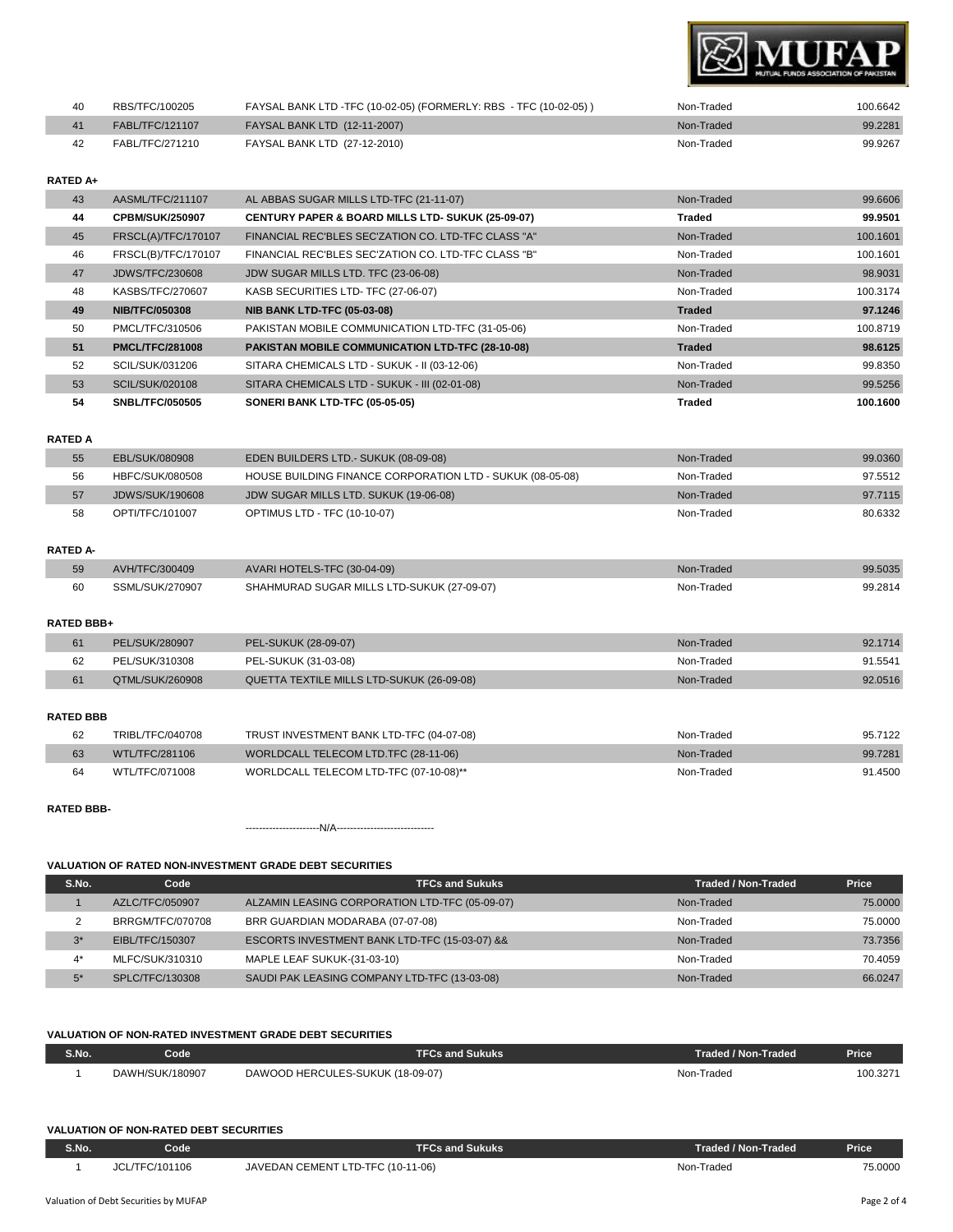| 40 | RBS/TFC/100205 | FAYSAL BANK LTD -TFC (10-02-05) (FORMERLY: RBS - TFC (10-02-05) ) | Non-Traded | 100.6642 |
|---|---|---|---|---|
| 41 | FABL/TFC/121107 | FAYSAL BANK LTD (12-11-2007) | Non-Traded | 99.2281 |
| 42 | FABL/TFC/271210 | FAYSAL BANK LTD (27-12-2010) | Non-Traded | 99.9267 |

**RATED A+**

| | | | | |
|---|---|---|---|---|
| 43 | AASML/TFC/211107 | AL ABBAS SUGAR MILLS LTD-TFC (21-11-07) | Non-Traded | 99.6606 |
| **44** | **CPBM/SUK/250907** | **CENTURY PAPER & BOARD MILLS LTD- SUKUK (25-09-07)** | **Traded** | **99.9501** |
| 45 | FRSCL(A)/TFC/170107 | FINANCIAL REC'BLES SEC'ZATION CO. LTD-TFC CLASS "A" | Non-Traded | 100.1601 |
| 46 | FRSCL(B)/TFC/170107 | FINANCIAL REC'BLES SEC'ZATION CO. LTD-TFC CLASS "B" | Non-Traded | 100.1601 |
| 47 | JDWS/TFC/230608 | JDW SUGAR MILLS LTD. TFC (23-06-08) | Non-Traded | 98.9031 |
| 48 | KASBS/TFC/270607 | KASB SECURITIES LTD- TFC (27-06-07) | Non-Traded | 100.3174 |
| **49** | **NIB/TFC/050308** | **NIB BANK LTD-TFC (05-03-08)** | **Traded** | **97.1246** |
| 50 | PMCL/TFC/310506 | PAKISTAN MOBILE COMMUNICATION LTD-TFC (31-05-06) | Non-Traded | 100.8719 |
| **51** | **PMCL/TFC/281008** | **PAKISTAN MOBILE COMMUNICATION LTD-TFC (28-10-08)** | **Traded** | **98.6125** |
| 52 | SCIL/SUK/031206 | SITARA CHEMICALS LTD - SUKUK - II (03-12-06) | Non-Traded | 99.8350 |
| 53 | SCIL/SUK/020108 | SITARA CHEMICALS LTD - SUKUK - III (02-01-08) | Non-Traded | 99.5256 |
| **54** | **SNBL/TFC/050505** | **SONERI BANK LTD-TFC (05-05-05)** | **Traded** | **100.1600** |

**RATED A**

| | | | | |
|---|---|---|---|---|
| 55 | EBL/SUK/080908 | EDEN BUILDERS LTD.- SUKUK (08-09-08) | Non-Traded | 99.0360 |
| 56 | HBFC/SUK/080508 | HOUSE BUILDING FINANCE CORPORATION LTD - SUKUK (08-05-08) | Non-Traded | 97.5512 |
| 57 | JDWS/SUK/190608 | JDW SUGAR MILLS LTD. SUKUK (19-06-08) | Non-Traded | 97.7115 |
| 58 | OPTI/TFC/101007 | OPTIMUS LTD - TFC (10-10-07) | Non-Traded | 80.6332 |

**RATED A-**

| | | | | |
|---|---|---|---|---|
| 59 | AVH/TFC/300409 | AVARI HOTELS-TFC (30-04-09) | Non-Traded | 99.5035 |
| 60 | SSML/SUK/270907 | SHAHMURAD SUGAR MILLS LTD-SUKUK (27-09-07) | Non-Traded | 99.2814 |

**RATED BBB+**

| | | | | |
|---|---|---|---|---|
| 61 | PEL/SUK/280907 | PEL-SUKUK (28-09-07) | Non-Traded | 92.1714 |
| 62 | PEL/SUK/310308 | PEL-SUKUK (31-03-08) | Non-Traded | 91.5541 |
| 61 | QTML/SUK/260908 | QUETTA TEXTILE MILLS LTD-SUKUK (26-09-08) | Non-Traded | 92.0516 |

**RATED BBB**

| | | | | |
|---|---|---|---|---|
| 62 | TRIBL/TFC/040708 | TRUST INVESTMENT BANK LTD-TFC (04-07-08) | Non-Traded | 95.7122 |
| 63 | WTL/TFC/281106 | WORLDCALL TELECOM LTD.TFC (28-11-06) | Non-Traded | 99.7281 |
| 64 | WTL/TFC/071008 | WORLDCALL TELECOM LTD-TFC (07-10-08)** | Non-Traded | 91.4500 |

**RATED BBB-**

----------------------N/A-----------------------------

**VALUATION OF RATED NON-INVESTMENT GRADE DEBT SECURITIES**

| S.No. | Code | TFCs and Sukuks | Traded / Non-Traded | Price |
|---|---|---|---|---|
| 1 | AZLC/TFC/050907 | ALZAMIN LEASING CORPORATION LTD-TFC (05-09-07) | Non-Traded | 75.0000 |
| 2 | BRRGM/TFC/070708 | BRR GUARDIAN MODARABA (07-07-08) | Non-Traded | 75.0000 |
| 3* | EIBL/TFC/150307 | ESCORTS INVESTMENT BANK LTD-TFC (15-03-07) && | Non-Traded | 73.7356 |
| 4* | MLFC/SUK/310310 | MAPLE LEAF SUKUK-(31-03-10) | Non-Traded | 70.4059 |
| 5* | SPLC/TFC/130308 | SAUDI PAK LEASING COMPANY LTD-TFC (13-03-08) | Non-Traded | 66.0247 |

**VALUATION OF NON-RATED INVESTMENT GRADE DEBT SECURITIES**

| S.No. | Code | TFCs and Sukuks | Traded / Non-Traded | Price |
|---|---|---|---|---|
| 1 | DAWH/SUK/180907 | DAWOOD HERCULES-SUKUK (18-09-07) | Non-Traded | 100.3271 |

**VALUATION OF NON-RATED DEBT SECURITIES**

| S.No. | Code | TFCs and Sukuks | Traded / Non-Traded | Price |
|---|---|---|---|---|
| 1 | JCL/TFC/101106 | JAVEDAN CEMENT LTD-TFC (10-11-06) | Non-Traded | 75.0000 |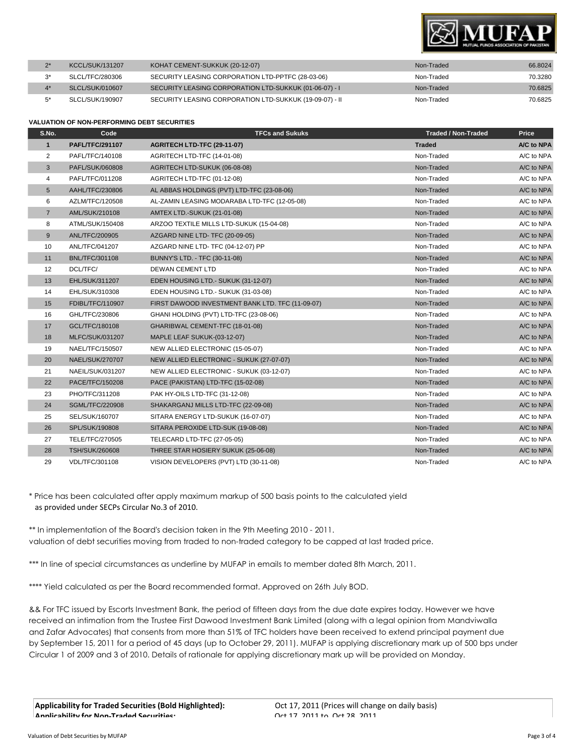| | | | | |
|---|---|---|---|---|
| 2* | KCCL/SUK/131207 | KOHAT CEMENT-SUKKUK (20-12-07) | Non-Traded | 66.8024 |
| 3* | SLCL/TFC/280306 | SECURITY LEASING CORPORATION LTD-PPTFC (28-03-06) | Non-Traded | 70.3280 |
| 4* | SLCL/SUK/010607 | SECURITY LEASING CORPORATION LTD-SUKKUK (01-06-07) - I | Non-Traded | 70.6825 |
| 5* | SLCL/SUK/190907 | SECURITY LEASING CORPORATION LTD-SUKKUK (19-09-07) - II | Non-Traded | 70.6825 |

**VALUATION OF NON-PERFORMING DEBT SECURITIES**

| S.No. | Code | TFCs and Sukuks | Traded / Non-Traded | Price |
|---|---|---|---|---|
| **1** | **PAFL/TFC/291107** | **AGRITECH LTD-TFC (29-11-07)** | **Traded** | **A/C to NPA** |
| 2 | PAFL/TFC/140108 | AGRITECH LTD-TFC (14-01-08) | Non-Traded | A/C to NPA |
| 3 | PAFL/SUK/060808 | AGRITECH LTD-SUKUK (06-08-08) | Non-Traded | A/C to NPA |
| 4 | PAFL/TFC/011208 | AGRITECH LTD-TFC (01-12-08) | Non-Traded | A/C to NPA |
| 5 | AAHL/TFC/230806 | AL ABBAS HOLDINGS (PVT) LTD-TFC (23-08-06) | Non-Traded | A/C to NPA |
| 6 | AZLM/TFC/120508 | AL-ZAMIN LEASING MODARABA LTD-TFC (12-05-08) | Non-Traded | A/C to NPA |
| 7 | AML/SUK/210108 | AMTEX LTD.-SUKUK (21-01-08) | Non-Traded | A/C to NPA |
| 8 | ATML/SUK/150408 | ARZOO TEXTILE MILLS LTD-SUKUK (15-04-08) | Non-Traded | A/C to NPA |
| 9 | ANL/TFC/200905 | AZGARD NINE LTD- TFC (20-09-05) | Non-Traded | A/C to NPA |
| 10 | ANL/TFC/041207 | AZGARD NINE LTD- TFC (04-12-07) PP | Non-Traded | A/C to NPA |
| 11 | BNL/TFC/301108 | BUNNY'S LTD. - TFC (30-11-08) | Non-Traded | A/C to NPA |
| 12 | DCL/TFC/ | DEWAN CEMENT LTD | Non-Traded | A/C to NPA |
| 13 | EHL/SUK/311207 | EDEN HOUSING LTD.- SUKUK (31-12-07) | Non-Traded | A/C to NPA |
| 14 | EHL/SUK/310308 | EDEN HOUSING LTD.- SUKUK (31-03-08) | Non-Traded | A/C to NPA |
| 15 | FDIBL/TFC/110907 | FIRST DAWOOD INVESTMENT BANK LTD. TFC (11-09-07) | Non-Traded | A/C to NPA |
| 16 | GHL/TFC/230806 | GHANI HOLDING (PVT) LTD-TFC (23-08-06) | Non-Traded | A/C to NPA |
| 17 | GCL/TFC/180108 | GHARIBWAL CEMENT-TFC (18-01-08) | Non-Traded | A/C to NPA |
| 18 | MLFC/SUK/031207 | MAPLE LEAF SUKUK-(03-12-07) | Non-Traded | A/C to NPA |
| 19 | NAEL/TFC/150507 | NEW ALLIED ELECTRONIC (15-05-07) | Non-Traded | A/C to NPA |
| 20 | NAEL/SUK/270707 | NEW ALLIED ELECTRONIC - SUKUK (27-07-07) | Non-Traded | A/C to NPA |
| 21 | NAEIL/SUK/031207 | NEW ALLIED ELECTRONIC - SUKUK (03-12-07) | Non-Traded | A/C to NPA |
| 22 | PACE/TFC/150208 | PACE (PAKISTAN) LTD-TFC (15-02-08) | Non-Traded | A/C to NPA |
| 23 | PHO/TFC/311208 | PAK HY-OILS LTD-TFC (31-12-08) | Non-Traded | A/C to NPA |
| 24 | SGML/TFC/220908 | SHAKARGANJ MILLS LTD-TFC (22-09-08) | Non-Traded | A/C to NPA |
| 25 | SEL/SUK/160707 | SITARA ENERGY LTD-SUKUK (16-07-07) | Non-Traded | A/C to NPA |
| 26 | SPL/SUK/190808 | SITARA PEROXIDE LTD-SUK (19-08-08) | Non-Traded | A/C to NPA |
| 27 | TELE/TFC/270505 | TELECARD LTD-TFC (27-05-05) | Non-Traded | A/C to NPA |
| 28 | TSH/SUK/260608 | THREE STAR HOSIERY SUKUK (25-06-08) | Non-Traded | A/C to NPA |
| 29 | VDL/TFC/301108 | VISION DEVELOPERS (PVT) LTD (30-11-08) | Non-Traded | A/C to NPA |

* Price has been calculated after apply maximum markup of 500 basis points to the calculated yield as provided under SECPs Circular No.3 of 2010.

** In implementation of the Board's decision taken in the 9th Meeting 2010 - 2011.
valuation of debt securities moving from traded to non-traded category to be capped at last traded price.

*** In line of special circumstances as underline by MUFAP in emails to member dated 8th March, 2011.

**** Yield calculated as per the Board recommended format. Approved on 26th July BOD.

&& For TFC issued by Escorts Investment Bank, the period of fifteen days from the due date expires today. However we have received an intimation from the Trustee First Dawood Investment Bank Limited (along with a legal opinion from Mandviwalla and Zafar Advocates) that consents from more than 51% of TFC holders have been received to extend principal payment due by September 15, 2011 for a period of 45 days (up to October 29, 2011). MUFAP is applying discretionary mark up of 500 bps under Circular 1 of 2009 and 3 of 2010. Details of rationale for applying discretionary mark up will be provided on Monday.

| | |
|---|---|
| **Applicability for Traded Securities (Bold Highlighted):** | Oct 17, 2011 (Prices will change on daily basis) |
| **Applicability for Non-Traded Securities:** | Oct 17, 2011 to Oct 28, 2011 |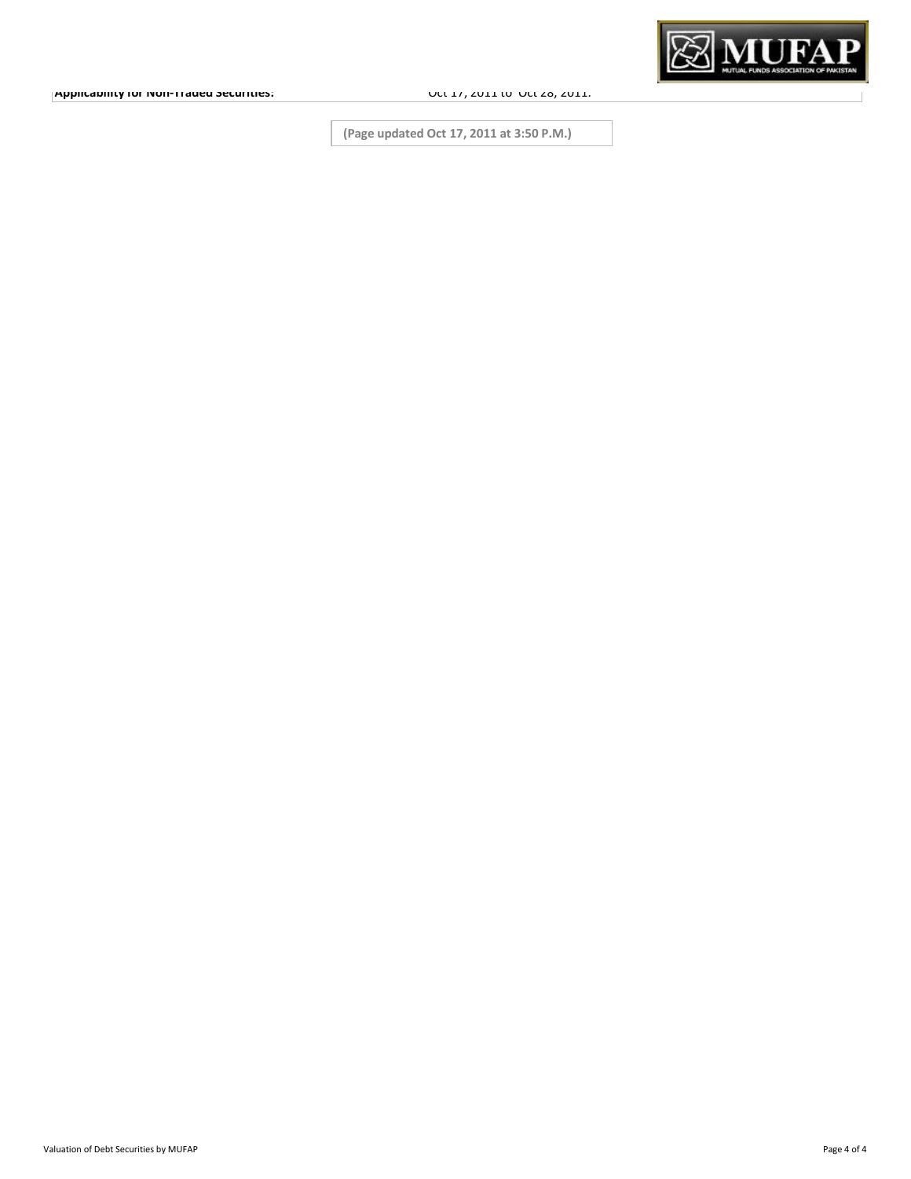| | |
|---|---|
| **Applicability for Non-Traded Securities:** | Oct 17, 2011 to Oct 28, 2011. |

**(Page updated Oct 17, 2011 at 3:50 P.M.)**